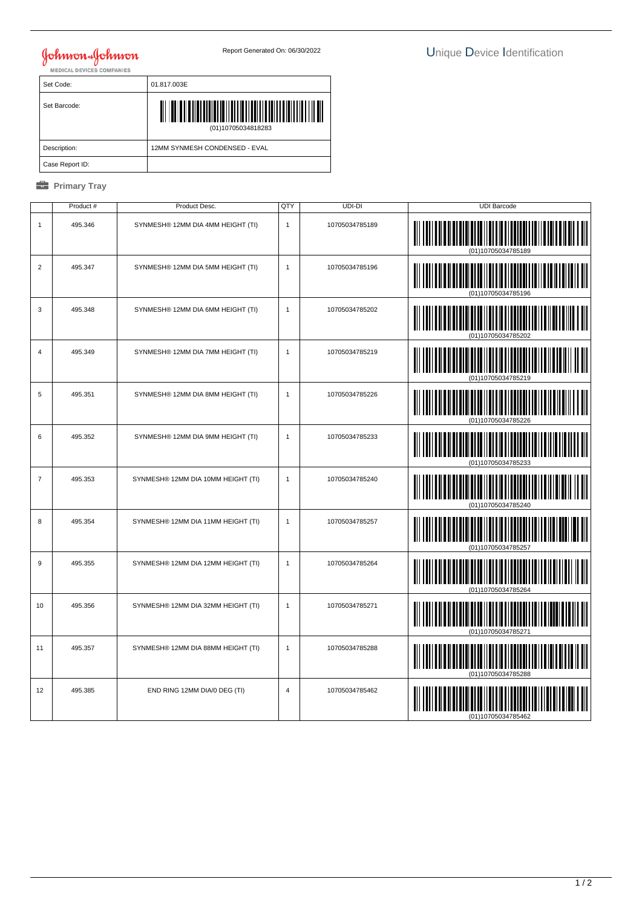Johnson & Johnson MEDICAL DEVICES COMPANIES

Report Generated On: 06/30/2022

# Unique Device Identification

| Set Code: | 01.817.003E |
|---|---|
| Set Barcode: | (01)10705034818283 |
| Description: | 12MM SYNMESH CONDENSED - EVAL |
| Case Report ID: | |

## Primary Tray

| | Product # | Product Desc. | QTY | UDI-DI | UDI Barcode |
|---|---|---|---|---|---|
| 1 | 495.346 | SYNMESH® 12MM DIA 4MM HEIGHT (TI) | 1 | 10705034785189 | (01)10705034785189 |
| 2 | 495.347 | SYNMESH® 12MM DIA 5MM HEIGHT (TI) | 1 | 10705034785196 | (01)10705034785196 |
| 3 | 495.348 | SYNMESH® 12MM DIA 6MM HEIGHT (TI) | 1 | 10705034785202 | (01)10705034785202 |
| 4 | 495.349 | SYNMESH® 12MM DIA 7MM HEIGHT (TI) | 1 | 10705034785219 | (01)10705034785219 |
| 5 | 495.351 | SYNMESH® 12MM DIA 8MM HEIGHT (TI) | 1 | 10705034785226 | (01)10705034785226 |
| 6 | 495.352 | SYNMESH® 12MM DIA 9MM HEIGHT (TI) | 1 | 10705034785233 | (01)10705034785233 |
| 7 | 495.353 | SYNMESH® 12MM DIA 10MM HEIGHT (TI) | 1 | 10705034785240 | (01)10705034785240 |
| 8 | 495.354 | SYNMESH® 12MM DIA 11MM HEIGHT (TI) | 1 | 10705034785257 | (01)10705034785257 |
| 9 | 495.355 | SYNMESH® 12MM DIA 12MM HEIGHT (TI) | 1 | 10705034785264 | (01)10705034785264 |
| 10 | 495.356 | SYNMESH® 12MM DIA 32MM HEIGHT (TI) | 1 | 10705034785271 | (01)10705034785271 |
| 11 | 495.357 | SYNMESH® 12MM DIA 88MM HEIGHT (TI) | 1 | 10705034785288 | (01)10705034785288 |
| 12 | 495.385 | END RING 12MM DIA/0 DEG (TI) | 4 | 10705034785462 | (01)10705034785462 |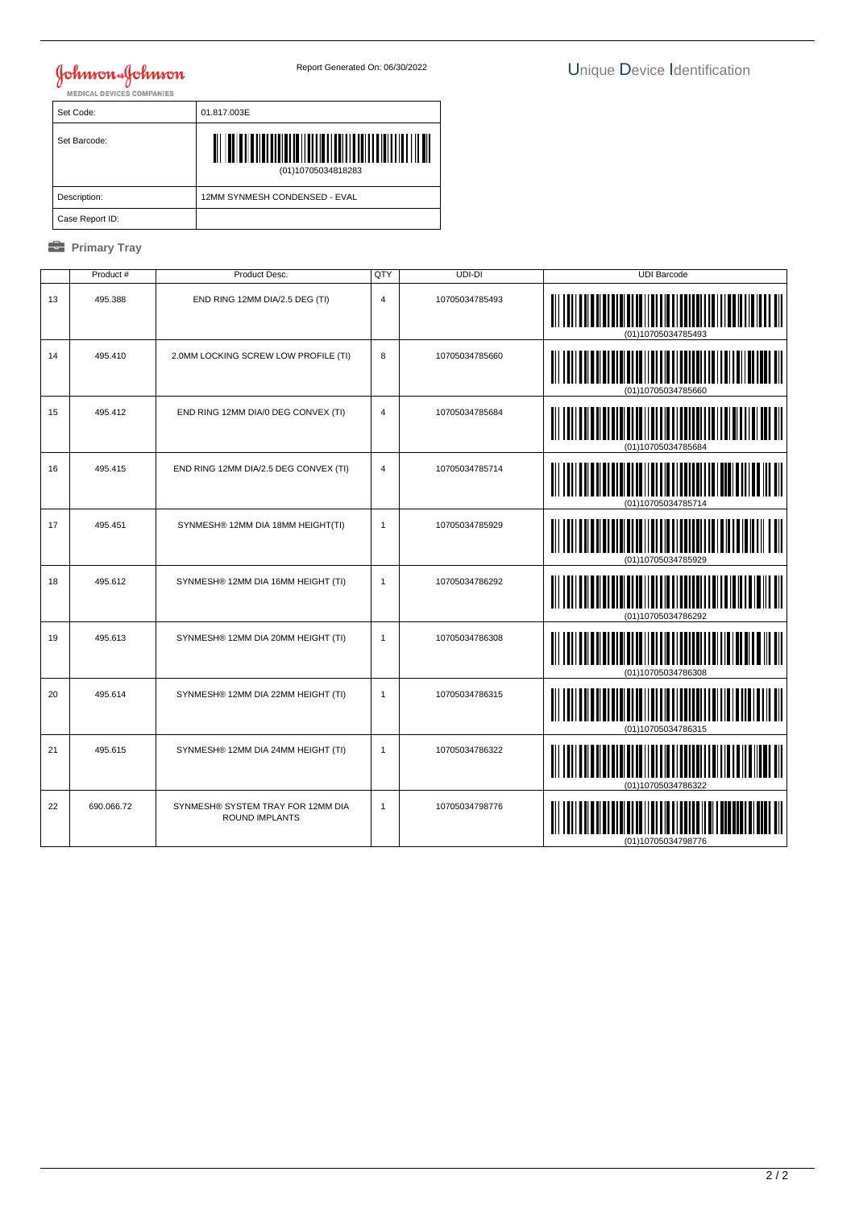Johnson & Johnson
MEDICAL DEVICES COMPANIES

Report Generated On: 06/30/2022

# Unique Device Identification

| | |
|---|---|
| Set Code: | 01.817.003E |
| Set Barcode: | (01)10705034818283 |
| Description: | 12MM SYNMESH CONDENSED - EVAL |
| Case Report ID: | |

## Primary Tray

| | Product # | Product Desc. | QTY | UDI-DI | UDI Barcode |
|---|---|---|---|---|---|
| 13 | 495.388 | END RING 12MM DIA/2.5 DEG (TI) | 4 | 10705034785493 | (01)10705034785493 |
| 14 | 495.410 | 2.0MM LOCKING SCREW LOW PROFILE (TI) | 8 | 10705034785660 | (01)10705034785660 |
| 15 | 495.412 | END RING 12MM DIA/0 DEG CONVEX (TI) | 4 | 10705034785684 | (01)10705034785684 |
| 16 | 495.415 | END RING 12MM DIA/2.5 DEG CONVEX (TI) | 4 | 10705034785714 | (01)10705034785714 |
| 17 | 495.451 | SYNMESH® 12MM DIA 18MM HEIGHT(TI) | 1 | 10705034785929 | (01)10705034785929 |
| 18 | 495.612 | SYNMESH® 12MM DIA 16MM HEIGHT (TI) | 1 | 10705034786292 | (01)10705034786292 |
| 19 | 495.613 | SYNMESH® 12MM DIA 20MM HEIGHT (TI) | 1 | 10705034786308 | (01)10705034786308 |
| 20 | 495.614 | SYNMESH® 12MM DIA 22MM HEIGHT (TI) | 1 | 10705034786315 | (01)10705034786315 |
| 21 | 495.615 | SYNMESH® 12MM DIA 24MM HEIGHT (TI) | 1 | 10705034786322 | (01)10705034786322 |
| 22 | 690.066.72 | SYNMESH® SYSTEM TRAY FOR 12MM DIA ROUND IMPLANTS | 1 | 10705034798776 | (01)10705034798776 |